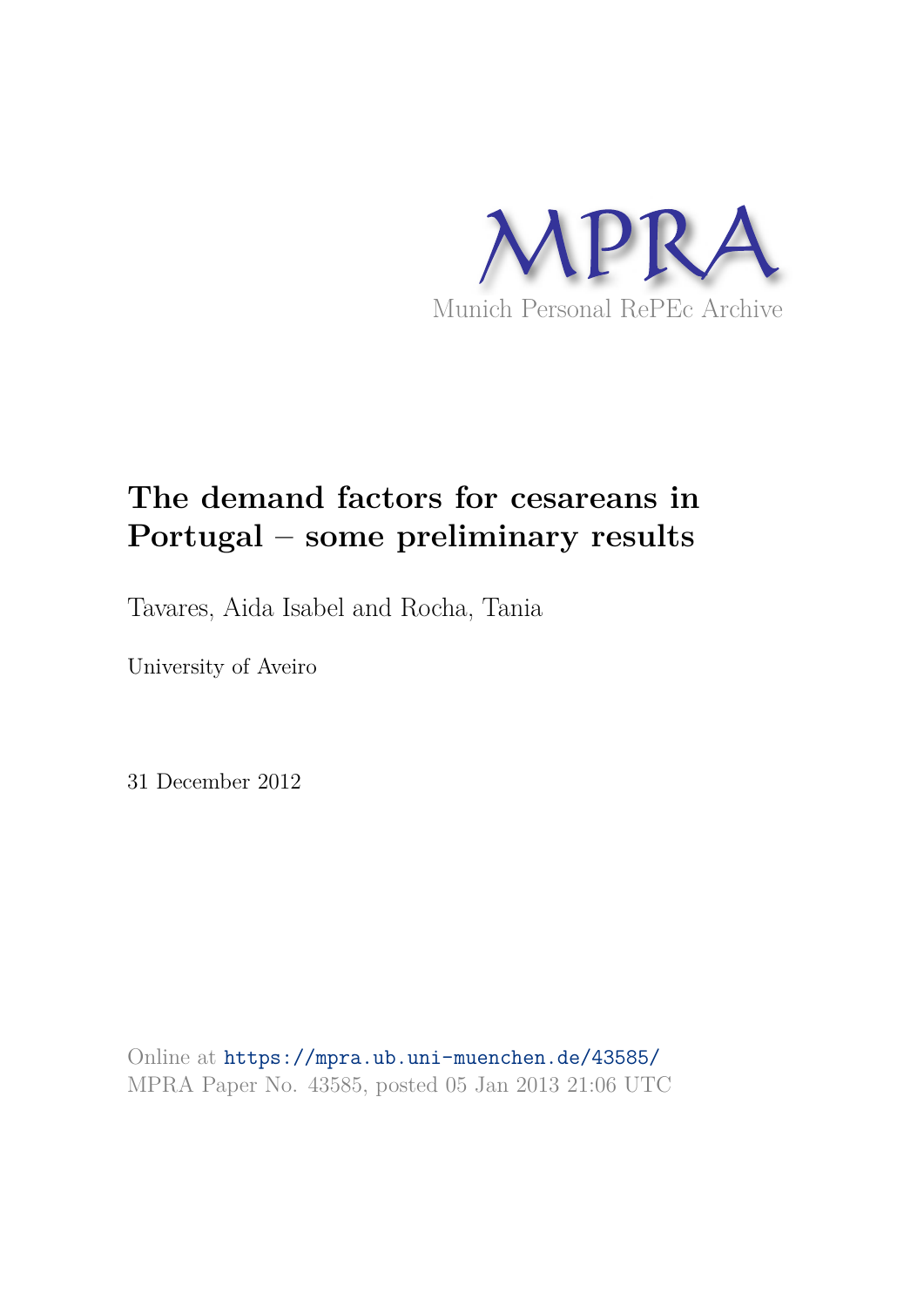MPRA

Munich Personal RePEc Archive

# The demand factors for cesareans in Portugal – some preliminary results

Tavares, Aida Isabel and Rocha, Tania

University of Aveiro

31 December 2012

Online at https://mpra.ub.uni-muenchen.de/43585/
MPRA Paper No. 43585, posted 05 Jan 2013 21:06 UTC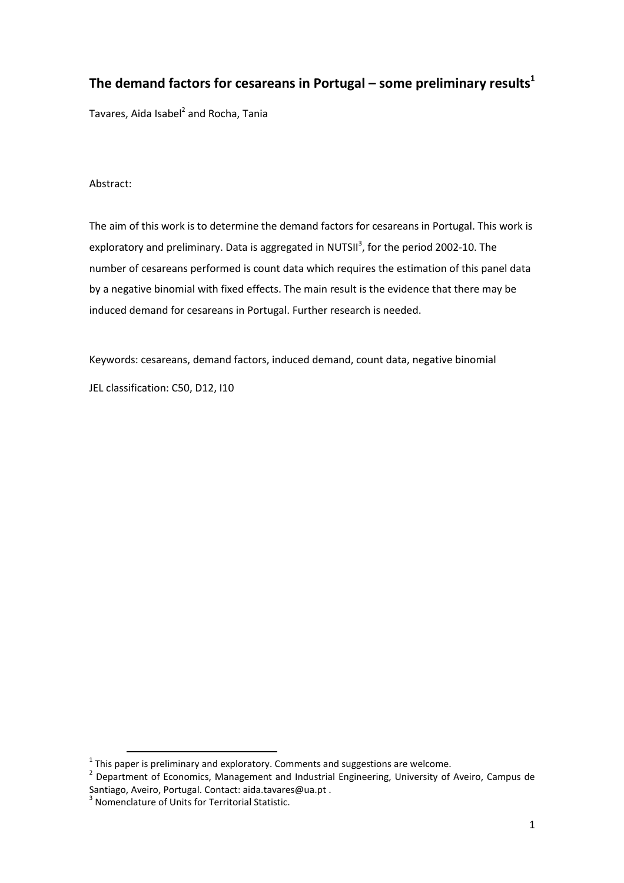# The demand factors for cesareans in Portugal – some preliminary results[1]

Tavares, Aida Isabel[2] and Rocha, Tania

Abstract:

The aim of this work is to determine the demand factors for cesareans in Portugal. This work is exploratory and preliminary. Data is aggregated in NUTSII[3], for the period 2002-10. The number of cesareans performed is count data which requires the estimation of this panel data by a negative binomial with fixed effects. The main result is the evidence that there may be induced demand for cesareans in Portugal. Further research is needed.

Keywords: cesareans, demand factors, induced demand, count data, negative binomial

JEL classification: C50, D12, I10

---

[1] This paper is preliminary and exploratory. Comments and suggestions are welcome.

[2] Department of Economics, Management and Industrial Engineering, University of Aveiro, Campus de Santiago, Aveiro, Portugal. Contact: aida.tavares@ua.pt .

[3] Nomenclature of Units for Territorial Statistic.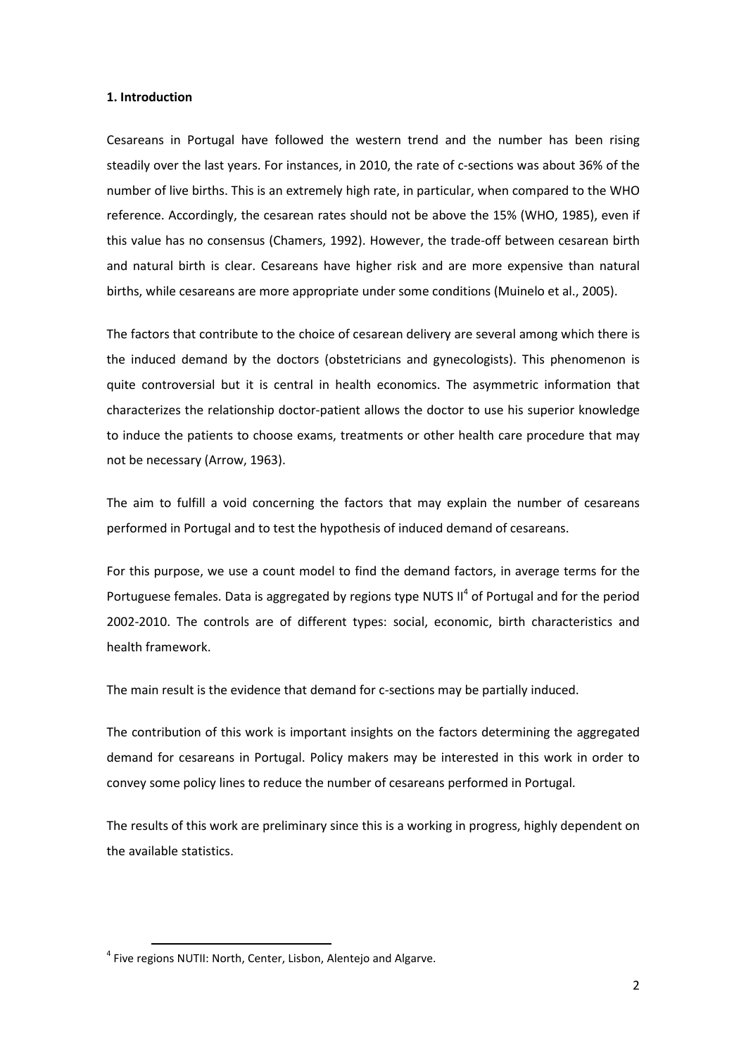**1. Introduction**

Cesareans in Portugal have followed the western trend and the number has been rising steadily over the last years. For instances, in 2010, the rate of c-sections was about 36% of the number of live births. This is an extremely high rate, in particular, when compared to the WHO reference. Accordingly, the cesarean rates should not be above the 15% (WHO, 1985), even if this value has no consensus (Chamers, 1992). However, the trade-off between cesarean birth and natural birth is clear. Cesareans have higher risk and are more expensive than natural births, while cesareans are more appropriate under some conditions (Muinelo et al., 2005).

The factors that contribute to the choice of cesarean delivery are several among which there is the induced demand by the doctors (obstetricians and gynecologists). This phenomenon is quite controversial but it is central in health economics. The asymmetric information that characterizes the relationship doctor-patient allows the doctor to use his superior knowledge to induce the patients to choose exams, treatments or other health care procedure that may not be necessary (Arrow, 1963).

The aim to fulfill a void concerning the factors that may explain the number of cesareans performed in Portugal and to test the hypothesis of induced demand of cesareans.

For this purpose, we use a count model to find the demand factors, in average terms for the Portuguese females. Data is aggregated by regions type NUTS II[4] of Portugal and for the period 2002-2010. The controls are of different types: social, economic, birth characteristics and health framework.

The main result is the evidence that demand for c-sections may be partially induced.

The contribution of this work is important insights on the factors determining the aggregated demand for cesareans in Portugal. Policy makers may be interested in this work in order to convey some policy lines to reduce the number of cesareans performed in Portugal.

The results of this work are preliminary since this is a working in progress, highly dependent on the available statistics.

[4] Five regions NUTII: North, Center, Lisbon, Alentejo and Algarve.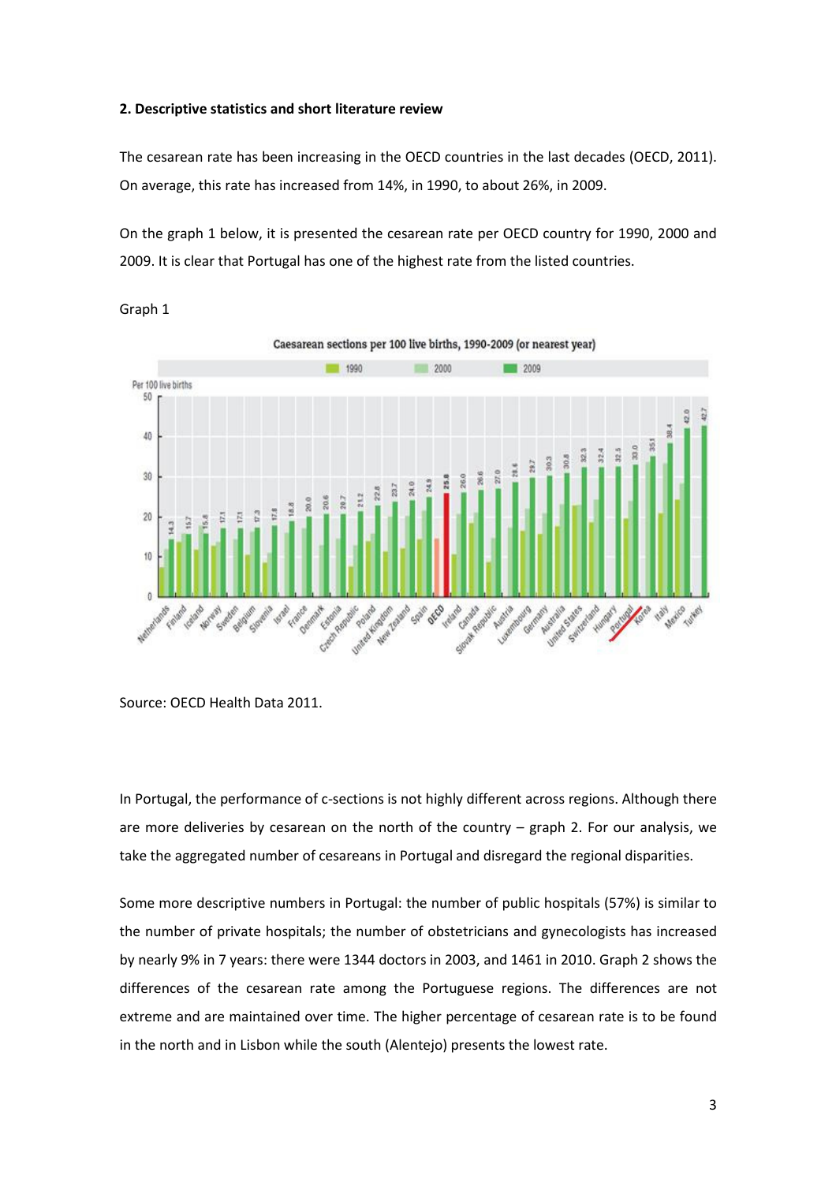**2. Descriptive statistics and short literature review**

The cesarean rate has been increasing in the OECD countries in the last decades (OECD, 2011). On average, this rate has increased from 14%, in 1990, to about 26%, in 2009.

On the graph 1 below, it is presented the cesarean rate per OECD country for 1990, 2000 and 2009. It is clear that Portugal has one of the highest rate from the listed countries.

Graph 1

Source: OECD Health Data 2011.

In Portugal, the performance of c-sections is not highly different across regions. Although there are more deliveries by cesarean on the north of the country – graph 2. For our analysis, we take the aggregated number of cesareans in Portugal and disregard the regional disparities.

Some more descriptive numbers in Portugal: the number of public hospitals (57%) is similar to the number of private hospitals; the number of obstetricians and gynecologists has increased by nearly 9% in 7 years: there were 1344 doctors in 2003, and 1461 in 2010. Graph 2 shows the differences of the cesarean rate among the Portuguese regions. The differences are not extreme and are maintained over time. The higher percentage of cesarean rate is to be found in the north and in Lisbon while the south (Alentejo) presents the lowest rate.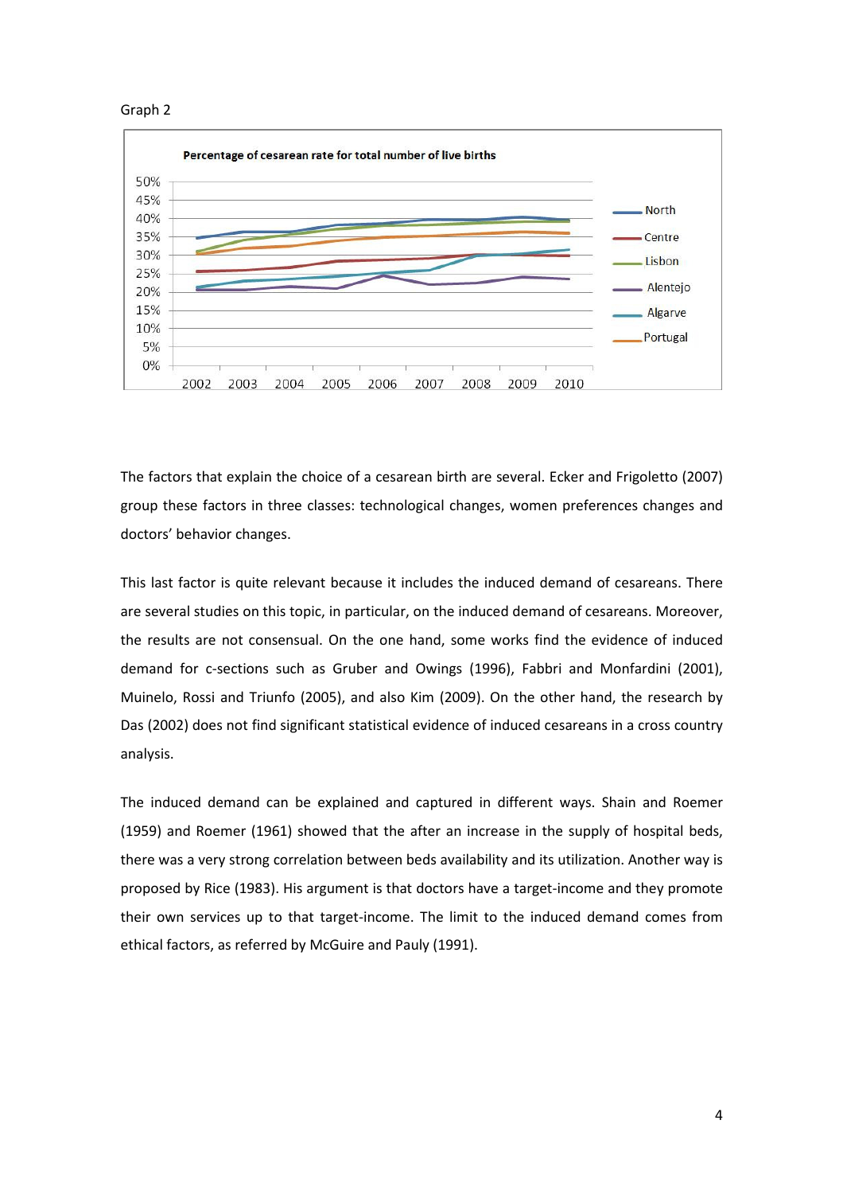Graph 2

The factors that explain the choice of a cesarean birth are several. Ecker and Frigoletto (2007) group these factors in three classes: technological changes, women preferences changes and doctors' behavior changes.

This last factor is quite relevant because it includes the induced demand of cesareans. There are several studies on this topic, in particular, on the induced demand of cesareans. Moreover, the results are not consensual. On the one hand, some works find the evidence of induced demand for c-sections such as Gruber and Owings (1996), Fabbri and Monfardini (2001), Muinelo, Rossi and Triunfo (2005), and also Kim (2009). On the other hand, the research by Das (2002) does not find significant statistical evidence of induced cesareans in a cross country analysis.

The induced demand can be explained and captured in different ways. Shain and Roemer (1959) and Roemer (1961) showed that the after an increase in the supply of hospital beds, there was a very strong correlation between beds availability and its utilization. Another way is proposed by Rice (1983). His argument is that doctors have a target-income and they promote their own services up to that target-income. The limit to the induced demand comes from ethical factors, as referred by McGuire and Pauly (1991).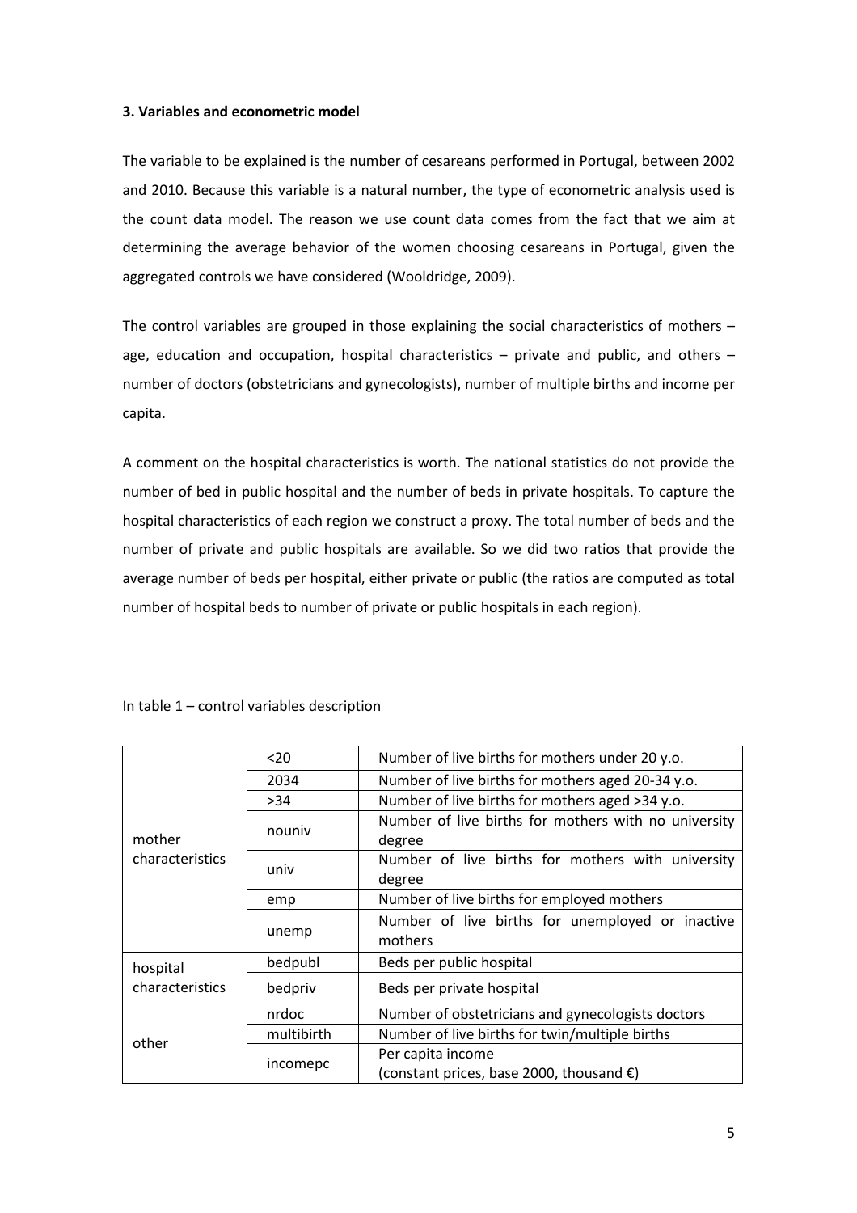### 3. Variables and econometric model

The variable to be explained is the number of cesareans performed in Portugal, between 2002 and 2010. Because this variable is a natural number, the type of econometric analysis used is the count data model. The reason we use count data comes from the fact that we aim at determining the average behavior of the women choosing cesareans in Portugal, given the aggregated controls we have considered (Wooldridge, 2009).

The control variables are grouped in those explaining the social characteristics of mothers – age, education and occupation, hospital characteristics – private and public, and others – number of doctors (obstetricians and gynecologists), number of multiple births and income per capita.

A comment on the hospital characteristics is worth. The national statistics do not provide the number of bed in public hospital and the number of beds in private hospitals. To capture the hospital characteristics of each region we construct a proxy. The total number of beds and the number of private and public hospitals are available. So we did two ratios that provide the average number of beds per hospital, either private or public (the ratios are computed as total number of hospital beds to number of private or public hospitals in each region).

In table 1 – control variables description

| | | |
|---|---|---|
| mother characteristics | <20 | Number of live births for mothers under 20 y.o. |
| | 2034 | Number of live births for mothers aged 20-34 y.o. |
| | >34 | Number of live births for mothers aged >34 y.o. |
| | nouniv | Number of live births for mothers with no university degree |
| | univ | Number of live births for mothers with university degree |
| | emp | Number of live births for employed mothers |
| | unemp | Number of live births for unemployed or inactive mothers |
| hospital characteristics | bedpubl | Beds per public hospital |
| | bedpriv | Beds per private hospital |
| other | nrdoc | Number of obstetricians and gynecologists doctors |
| | multibirth | Number of live births for twin/multiple births |
| | incomepc | Per capita income (constant prices, base 2000, thousand €) |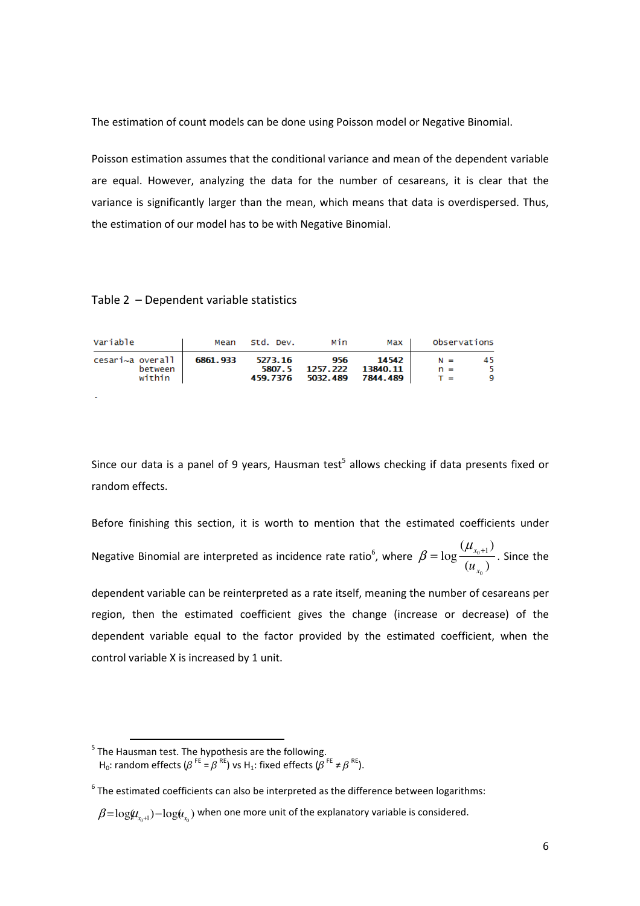The estimation of count models can be done using Poisson model or Negative Binomial.

Poisson estimation assumes that the conditional variance and mean of the dependent variable are equal. However, analyzing the data for the number of cesareans, it is clear that the variance is significantly larger than the mean, which means that data is overdispersed. Thus, the estimation of our model has to be with Negative Binomial.

Table 2 – Dependent variable statistics

| Variable | | Mean | Std. Dev. | Min | Max | Observations | |
|---|---|---|---|---|---|---|---|
| cesari~a | overall | 6861.933 | 5273.16 | 956 | 14542 | N = | 45 |
| | between | | 5807.5 | 1257.222 | 13840.11 | n = | 5 |
| | within | | 459.7376 | 5032.489 | 7844.489 | T = | 9 |

Since our data is a panel of 9 years, Hausman test[5] allows checking if data presents fixed or random effects.

Before finishing this section, it is worth to mention that the estimated coefficients under Negative Binomial are interpreted as incidence rate ratio[6], where $\beta = \log \frac{(\mu_{x_0+1})}{(u_{x_0})}$. Since the dependent variable can be reinterpreted as a rate itself, meaning the number of cesareans per region, then the estimated coefficient gives the change (increase or decrease) of the dependent variable equal to the factor provided by the estimated coefficient, when the control variable X is increased by 1 unit.

---

[5] The Hausman test. The hypothesis are the following.
$H_0$: random effects ($\beta^{FE} = \beta^{RE}$) vs $H_1$: fixed effects ($\beta^{FE} \neq \beta^{RE}$).

[6] The estimated coefficients can also be interpreted as the difference between logarithms:
$\beta = \log(\mu_{x_0+1}) - \log(u_{x_0})$ when one more unit of the explanatory variable is considered.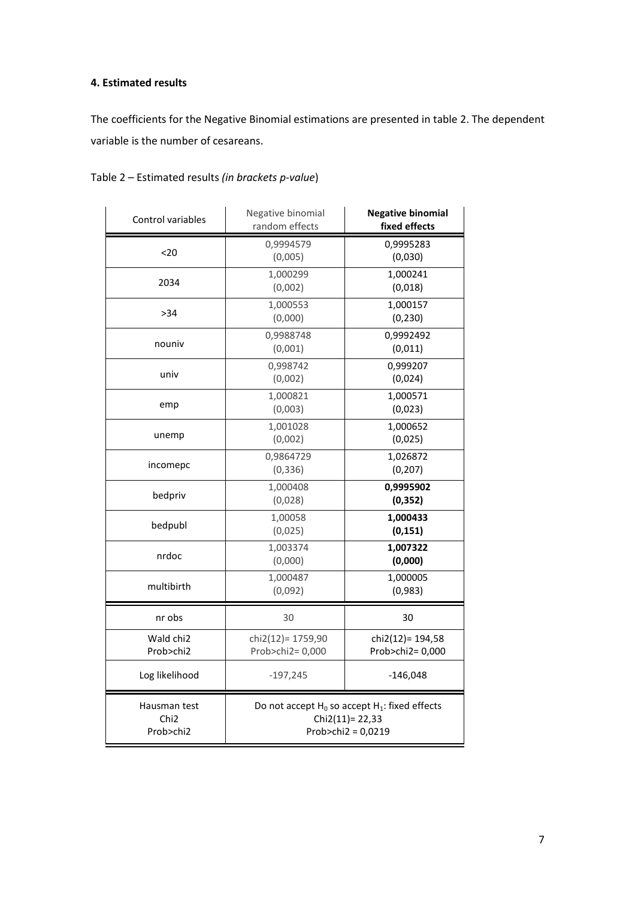### 4. Estimated results

The coefficients for the Negative Binomial estimations are presented in table 2. The dependent variable is the number of cesareans.

Table 2 – Estimated results *(in brackets p-value*)

| Control variables | Negative binomial random effects | **Negative binomial fixed effects** |
|---|---|---|
| <20 | 0,9994579 (0,005) | 0,9995283 (0,030) |
| 2034 | 1,000299 (0,002) | 1,000241 (0,018) |
| >34 | 1,000553 (0,000) | 1,000157 (0,230) |
| nouniv | 0,9988748 (0,001) | 0,9992492 (0,011) |
| univ | 0,998742 (0,002) | 0,999207 (0,024) |
| emp | 1,000821 (0,003) | 1,000571 (0,023) |
| unemp | 1,001028 (0,002) | 1,000652 (0,025) |
| incomepc | 0,9864729 (0,336) | 1,026872 (0,207) |
| bedpriv | 1,000408 (0,028) | **0,9995902 (0,352)** |
| bedpubl | 1,00058 (0,025) | **1,000433 (0,151)** |
| nrdoc | 1,003374 (0,000) | **1,007322 (0,000)** |
| multibirth | 1,000487 (0,092) | 1,000005 (0,983) |
| nr obs | 30 | 30 |
| Wald chi2 Prob>chi2 | chi2(12)= 1759,90 Prob>chi2= 0,000 | chi2(12)= 194,58 Prob>chi2= 0,000 |
| Log likelihood | -197,245 | -146,048 |
| Hausman test Chi2 Prob>chi2 | Do not accept $H_0$ so accept $H_1$: fixed effects Chi2(11)= 22,33 Prob>chi2 = 0,0219 | |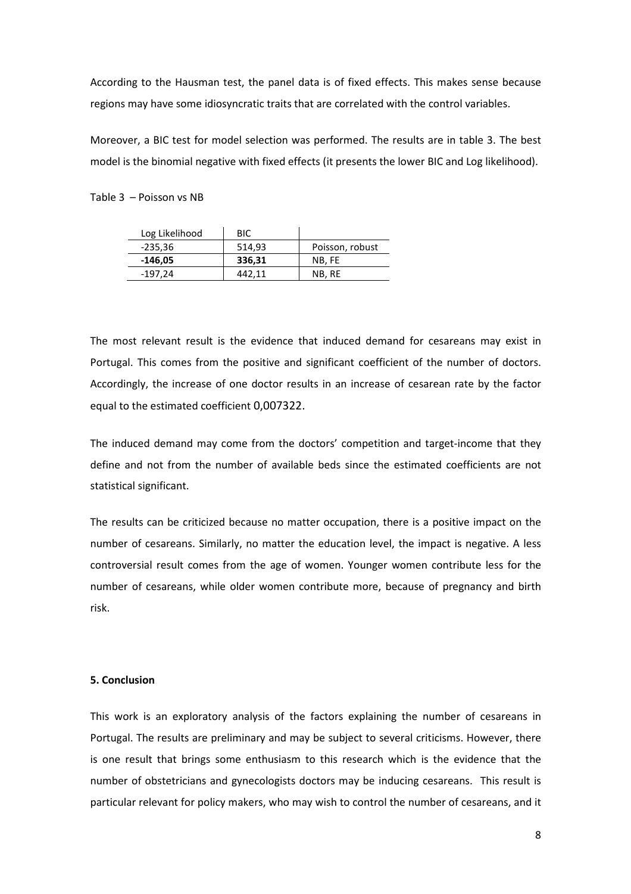According to the Hausman test, the panel data is of fixed effects. This makes sense because regions may have some idiosyncratic traits that are correlated with the control variables.

Moreover, a BIC test for model selection was performed. The results are in table 3. The best model is the binomial negative with fixed effects (it presents the lower BIC and Log likelihood).

Table 3 – Poisson vs NB

| Log Likelihood | BIC | |
|---|---|---|
| -235,36 | 514,93 | Poisson, robust |
| **-146,05** | **336,31** | NB, FE |
| -197,24 | 442,11 | NB, RE |

The most relevant result is the evidence that induced demand for cesareans may exist in Portugal. This comes from the positive and significant coefficient of the number of doctors. Accordingly, the increase of one doctor results in an increase of cesarean rate by the factor equal to the estimated coefficient 0,007322.

The induced demand may come from the doctors' competition and target-income that they define and not from the number of available beds since the estimated coefficients are not statistical significant.

The results can be criticized because no matter occupation, there is a positive impact on the number of cesareans. Similarly, no matter the education level, the impact is negative. A less controversial result comes from the age of women. Younger women contribute less for the number of cesareans, while older women contribute more, because of pregnancy and birth risk.

**5. Conclusion**

This work is an exploratory analysis of the factors explaining the number of cesareans in Portugal. The results are preliminary and may be subject to several criticisms. However, there is one result that brings some enthusiasm to this research which is the evidence that the number of obstetricians and gynecologists doctors may be inducing cesareans. This result is particular relevant for policy makers, who may wish to control the number of cesareans, and it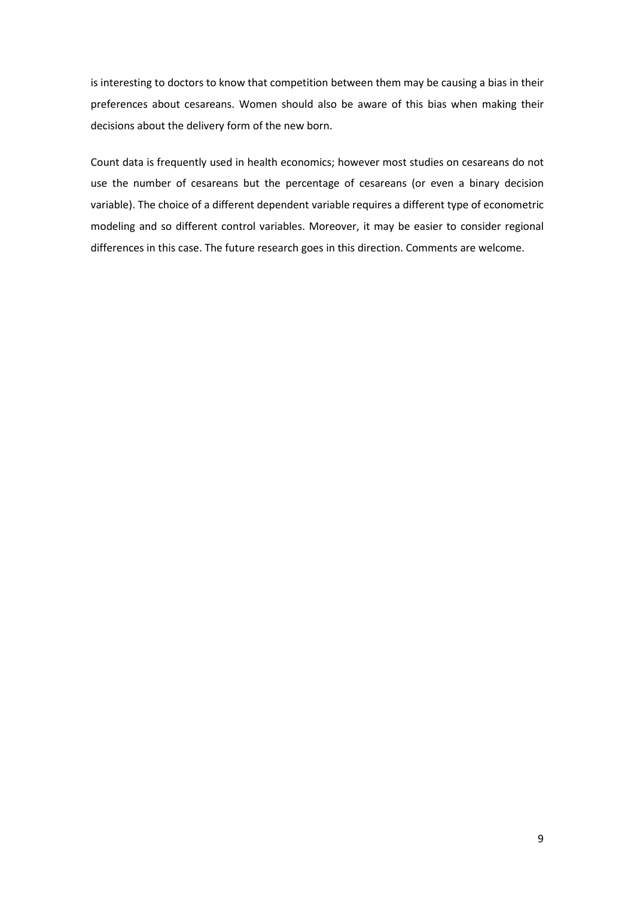is interesting to doctors to know that competition between them may be causing a bias in their preferences about cesareans. Women should also be aware of this bias when making their decisions about the delivery form of the new born.

Count data is frequently used in health economics; however most studies on cesareans do not use the number of cesareans but the percentage of cesareans (or even a binary decision variable). The choice of a different dependent variable requires a different type of econometric modeling and so different control variables. Moreover, it may be easier to consider regional differences in this case. The future research goes in this direction. Comments are welcome.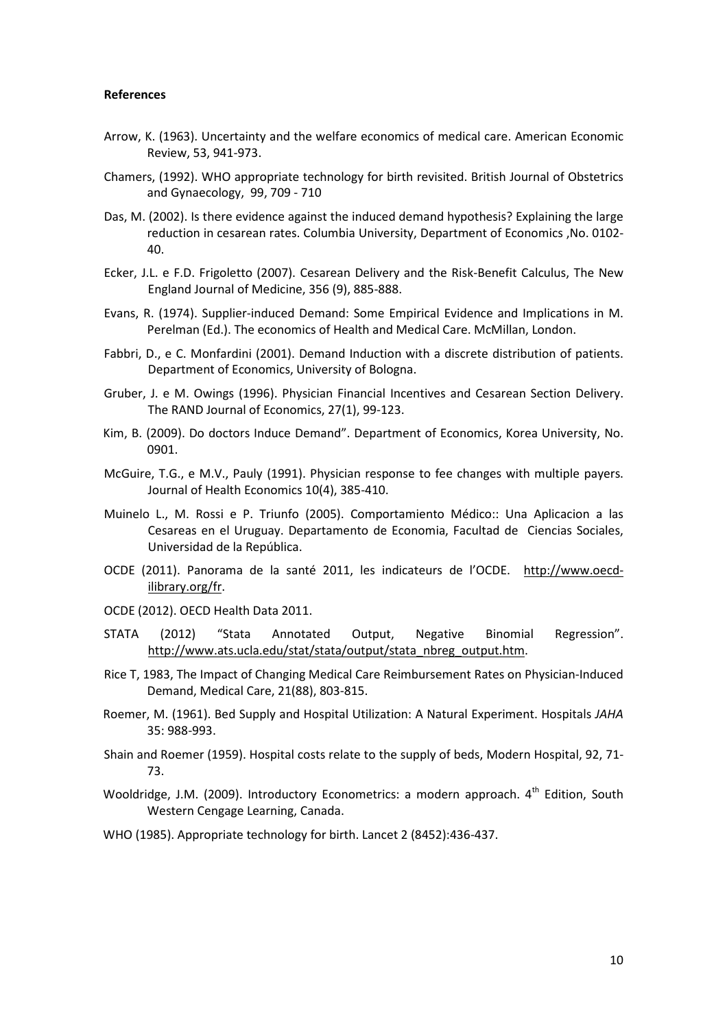**References**

Arrow, K. (1963). Uncertainty and the welfare economics of medical care. American Economic Review, 53, 941-973.

Chamers, (1992). WHO appropriate technology for birth revisited. British Journal of Obstetrics and Gynaecology, 99, 709 - 710

Das, M. (2002). Is there evidence against the induced demand hypothesis? Explaining the large reduction in cesarean rates. Columbia University, Department of Economics ,No. 0102-40.

Ecker, J.L. e F.D. Frigoletto (2007). Cesarean Delivery and the Risk-Benefit Calculus, The New England Journal of Medicine, 356 (9), 885-888.

Evans, R. (1974). Supplier-induced Demand: Some Empirical Evidence and Implications in M. Perelman (Ed.). The economics of Health and Medical Care. McMillan, London.

Fabbri, D., e C. Monfardini (2001). Demand Induction with a discrete distribution of patients. Department of Economics, University of Bologna.

Gruber, J. e M. Owings (1996). Physician Financial Incentives and Cesarean Section Delivery. The RAND Journal of Economics, 27(1), 99-123.

Kim, B. (2009). Do doctors Induce Demand". Department of Economics, Korea University, No. 0901.

McGuire, T.G., e M.V., Pauly (1991). Physician response to fee changes with multiple payers. Journal of Health Economics 10(4), 385-410.

Muinelo L., M. Rossi e P. Triunfo (2005). Comportamiento Médico:: Una Aplicacion a las Cesareas en el Uruguay. Departamento de Economia, Facultad de Ciencias Sociales, Universidad de la República.

OCDE (2011). Panorama de la santé 2011, les indicateurs de l'OCDE. http://www.oecd-ilibrary.org/fr.

OCDE (2012). OECD Health Data 2011.

STATA (2012) "Stata Annotated Output, Negative Binomial Regression". http://www.ats.ucla.edu/stat/stata/output/stata_nbreg_output.htm.

Rice T, 1983, The Impact of Changing Medical Care Reimbursement Rates on Physician-Induced Demand, Medical Care, 21(88), 803-815.

Roemer, M. (1961). Bed Supply and Hospital Utilization: A Natural Experiment. Hospitals *JAHA* 35: 988-993.

Shain and Roemer (1959). Hospital costs relate to the supply of beds, Modern Hospital, 92, 71-73.

Wooldridge, J.M. (2009). Introductory Econometrics: a modern approach. 4th Edition, South Western Cengage Learning, Canada.

WHO (1985). Appropriate technology for birth. Lancet 2 (8452):436-437.